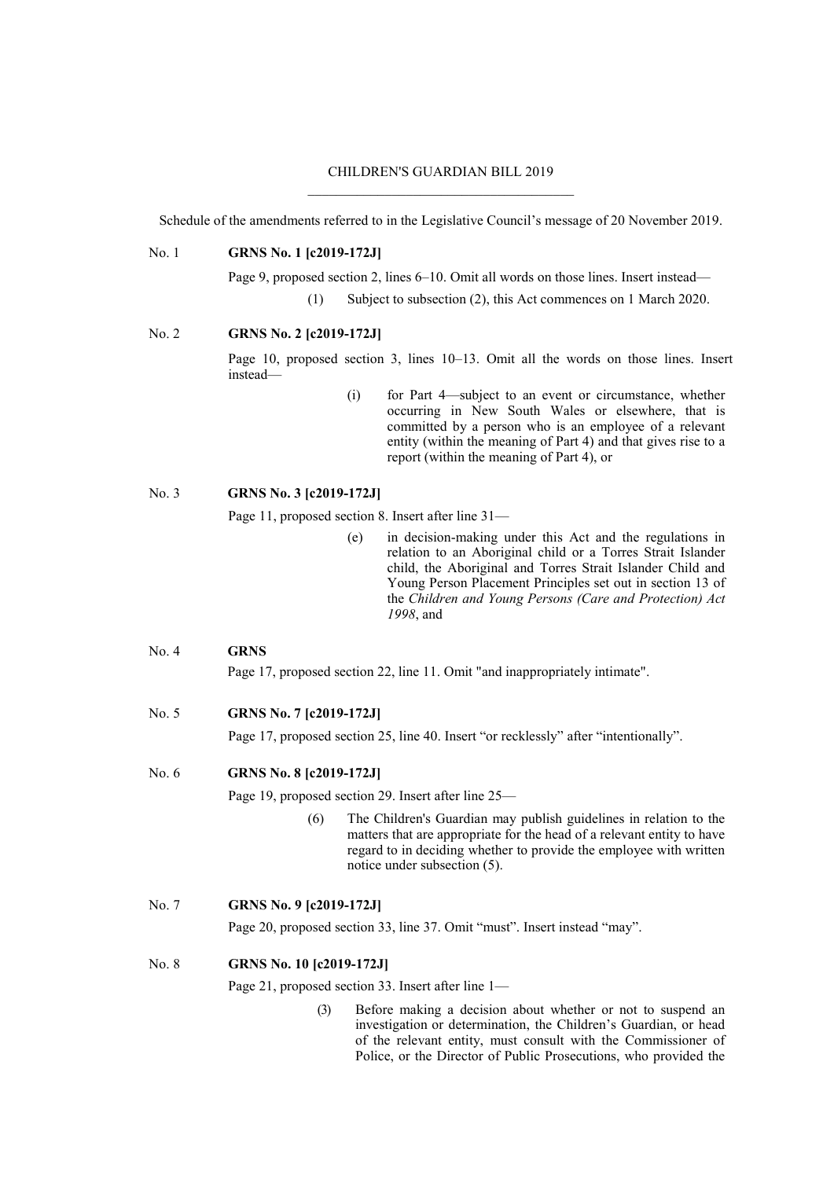# CHILDREN'S GUARDIAN BILL 2019

Schedule of the amendments referred to in the Legislative Council's message of 20 November 2019.

No. 1 **GRNS No. 1 [c2019-172J]**

Page 9, proposed section 2, lines 6–10. Omit all words on those lines. Insert instead—

(1) Subject to subsection (2), this Act commences on 1 March 2020.

No. 2 **GRNS No. 2 [c2019-172J]**

Page 10, proposed section 3, lines 10–13. Omit all the words on those lines. Insert instead—

(i) for Part 4—subject to an event or circumstance, whether occurring in New South Wales or elsewhere, that is committed by a person who is an employee of a relevant entity (within the meaning of Part 4) and that gives rise to a report (within the meaning of Part 4), or

No. 3 **GRNS No. 3 [c2019-172J]**

Page 11, proposed section 8. Insert after line 31—

(e) in decision-making under this Act and the regulations in relation to an Aboriginal child or a Torres Strait Islander child, the Aboriginal and Torres Strait Islander Child and Young Person Placement Principles set out in section 13 of the *Children and Young Persons (Care and Protection) Act 1998*, and

No. 4 **GRNS**

Page 17, proposed section 22, line 11. Omit "and inappropriately intimate".

No. 5 **GRNS No. 7 [c2019-172J]**

Page 17, proposed section 25, line 40. Insert "or recklessly" after "intentionally".

No. 6 **GRNS No. 8 [c2019-172J]**

Page 19, proposed section 29. Insert after line 25—

(6) The Children's Guardian may publish guidelines in relation to the matters that are appropriate for the head of a relevant entity to have regard to in deciding whether to provide the employee with written notice under subsection (5).

No. 7 **GRNS No. 9 [c2019-172J]**

Page 20, proposed section 33, line 37. Omit "must". Insert instead "may".

No. 8 **GRNS No. 10 [c2019-172J]**

Page 21, proposed section 33. Insert after line 1—

(3) Before making a decision about whether or not to suspend an investigation or determination, the Children's Guardian, or head of the relevant entity, must consult with the Commissioner of Police, or the Director of Public Prosecutions, who provided the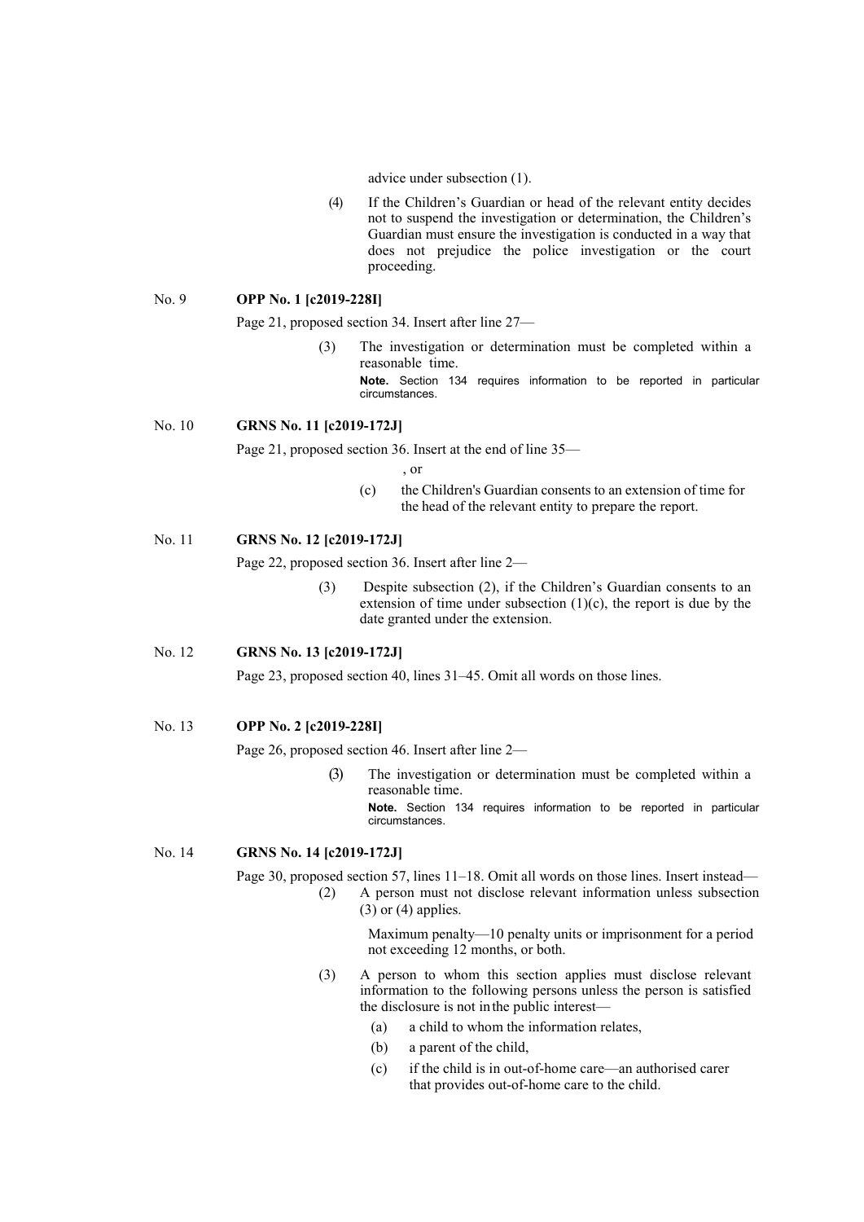advice under subsection (1).

(4) If the Children's Guardian or head of the relevant entity decides not to suspend the investigation or determination, the Children's Guardian must ensure the investigation is conducted in a way that does not prejudice the police investigation or the court proceeding.

No. 9 **OPP No. 1 [c2019-228I]**

Page 21, proposed section 34. Insert after line 27—

(3) The investigation or determination must be completed within a reasonable time.

**Note.** Section 134 requires information to be reported in particular circumstances.

No. 10 **GRNS No. 11 [c2019-172J]**

Page 21, proposed section 36. Insert at the end of line 35—

, or

(c) the Children's Guardian consents to an extension of time for the head of the relevant entity to prepare the report.

No. 11 **GRNS No. 12 [c2019-172J]**

Page 22, proposed section 36. Insert after line 2—

(3) Despite subsection (2), if the Children's Guardian consents to an extension of time under subsection (1)(c), the report is due by the date granted under the extension.

No. 12 **GRNS No. 13 [c2019-172J]**

Page 23, proposed section 40, lines 31–45. Omit all words on those lines.

No. 13 **OPP No. 2 [c2019-228I]**

Page 26, proposed section 46. Insert after line 2—

(3) The investigation or determination must be completed within a reasonable time.

**Note.** Section 134 requires information to be reported in particular circumstances.

No. 14 **GRNS No. 14 [c2019-172J]**

Page 30, proposed section 57, lines 11–18. Omit all words on those lines. Insert instead—

(2) A person must not disclose relevant information unless subsection (3) or (4) applies.

Maximum penalty—10 penalty units or imprisonment for a period not exceeding 12 months, or both.

(3) A person to whom this section applies must disclose relevant information to the following persons unless the person is satisfied the disclosure is not in the public interest—

(a) a child to whom the information relates,

(b) a parent of the child,

(c) if the child is in out-of-home care—an authorised carer that provides out-of-home care to the child.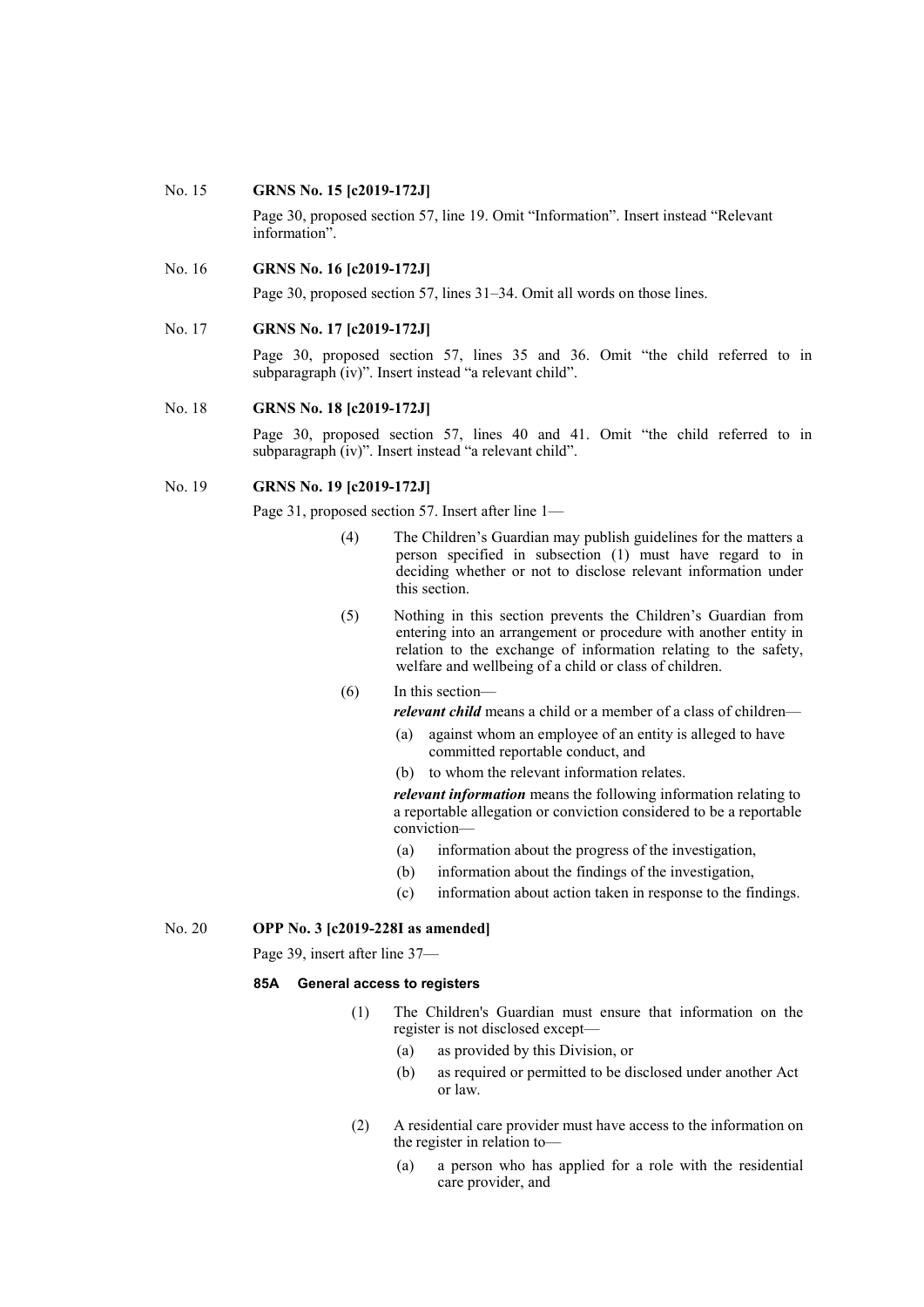No. 15 **GRNS No. 15 [c2019-172J]**

Page 30, proposed section 57, line 19. Omit “Information”. Insert instead “Relevant information”.

No. 16 **GRNS No. 16 [c2019-172J]**

Page 30, proposed section 57, lines 31–34. Omit all words on those lines.

No. 17 **GRNS No. 17 [c2019-172J]**

Page 30, proposed section 57, lines 35 and 36. Omit “the child referred to in subparagraph (iv)”. Insert instead “a relevant child”.

No. 18 **GRNS No. 18 [c2019-172J]**

Page 30, proposed section 57, lines 40 and 41. Omit “the child referred to in subparagraph (iv)”. Insert instead “a relevant child”.

No. 19 **GRNS No. 19 [c2019-172J]**

Page 31, proposed section 57. Insert after line 1—

(4) The Children’s Guardian may publish guidelines for the matters a person specified in subsection (1) must have regard to in deciding whether or not to disclose relevant information under this section.

(5) Nothing in this section prevents the Children’s Guardian from entering into an arrangement or procedure with another entity in relation to the exchange of information relating to the safety, welfare and wellbeing of a child or class of children.

(6) In this section—

***relevant child*** means a child or a member of a class of children—

(a) against whom an employee of an entity is alleged to have committed reportable conduct, and

(b) to whom the relevant information relates.

***relevant information*** means the following information relating to a reportable allegation or conviction considered to be a reportable conviction—

(a) information about the progress of the investigation,

(b) information about the findings of the investigation,

(c) information about action taken in response to the findings.

No. 20 **OPP No. 3 [c2019-228I as amended]**

Page 39, insert after line 37—

**85A General access to registers**

(1) The Children's Guardian must ensure that information on the register is not disclosed except—

(a) as provided by this Division, or

(b) as required or permitted to be disclosed under another Act or law.

(2) A residential care provider must have access to the information on the register in relation to—

(a) a person who has applied for a role with the residential care provider, and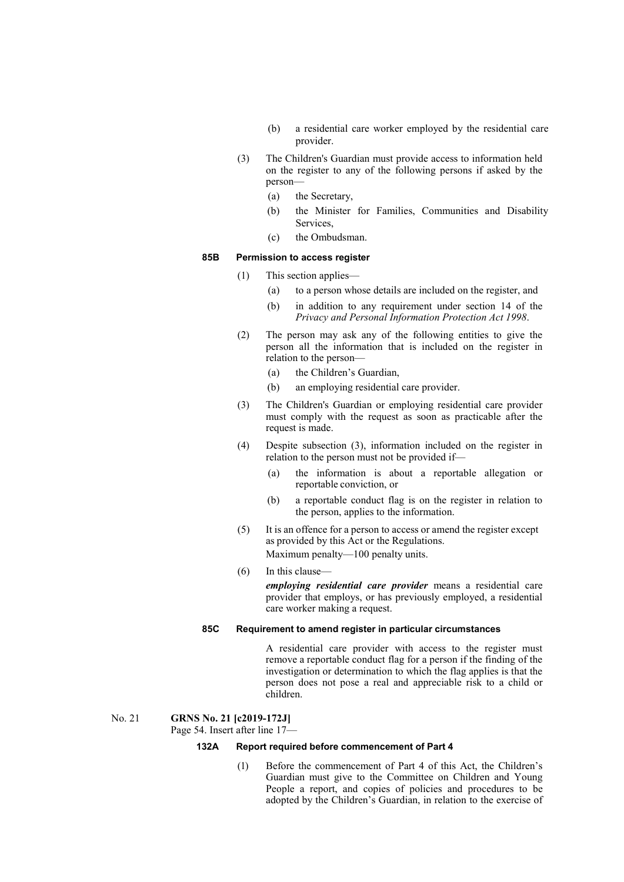(b) a residential care worker employed by the residential care provider.

(3) The Children's Guardian must provide access to information held on the register to any of the following persons if asked by the person—

(a) the Secretary,

(b) the Minister for Families, Communities and Disability Services,

(c) the Ombudsman.

**85B Permission to access register**

(1) This section applies—

(a) to a person whose details are included on the register, and

(b) in addition to any requirement under section 14 of the *Privacy and Personal Information Protection Act 1998*.

(2) The person may ask any of the following entities to give the person all the information that is included on the register in relation to the person—

(a) the Children's Guardian,

(b) an employing residential care provider.

(3) The Children's Guardian or employing residential care provider must comply with the request as soon as practicable after the request is made.

(4) Despite subsection (3), information included on the register in relation to the person must not be provided if—

(a) the information is about a reportable allegation or reportable conviction, or

(b) a reportable conduct flag is on the register in relation to the person, applies to the information.

(5) It is an offence for a person to access or amend the register except as provided by this Act or the Regulations.
Maximum penalty—100 penalty units.

(6) In this clause—

***employing residential care provider*** means a residential care provider that employs, or has previously employed, a residential care worker making a request.

**85C Requirement to amend register in particular circumstances**

A residential care provider with access to the register must remove a reportable conduct flag for a person if the finding of the investigation or determination to which the flag applies is that the person does not pose a real and appreciable risk to a child or children.

No. 21 **GRNS No. 21 [c2019-172J]**

Page 54. Insert after line 17—

**132A Report required before commencement of Part 4**

(1) Before the commencement of Part 4 of this Act, the Children's Guardian must give to the Committee on Children and Young People a report, and copies of policies and procedures to be adopted by the Children's Guardian, in relation to the exercise of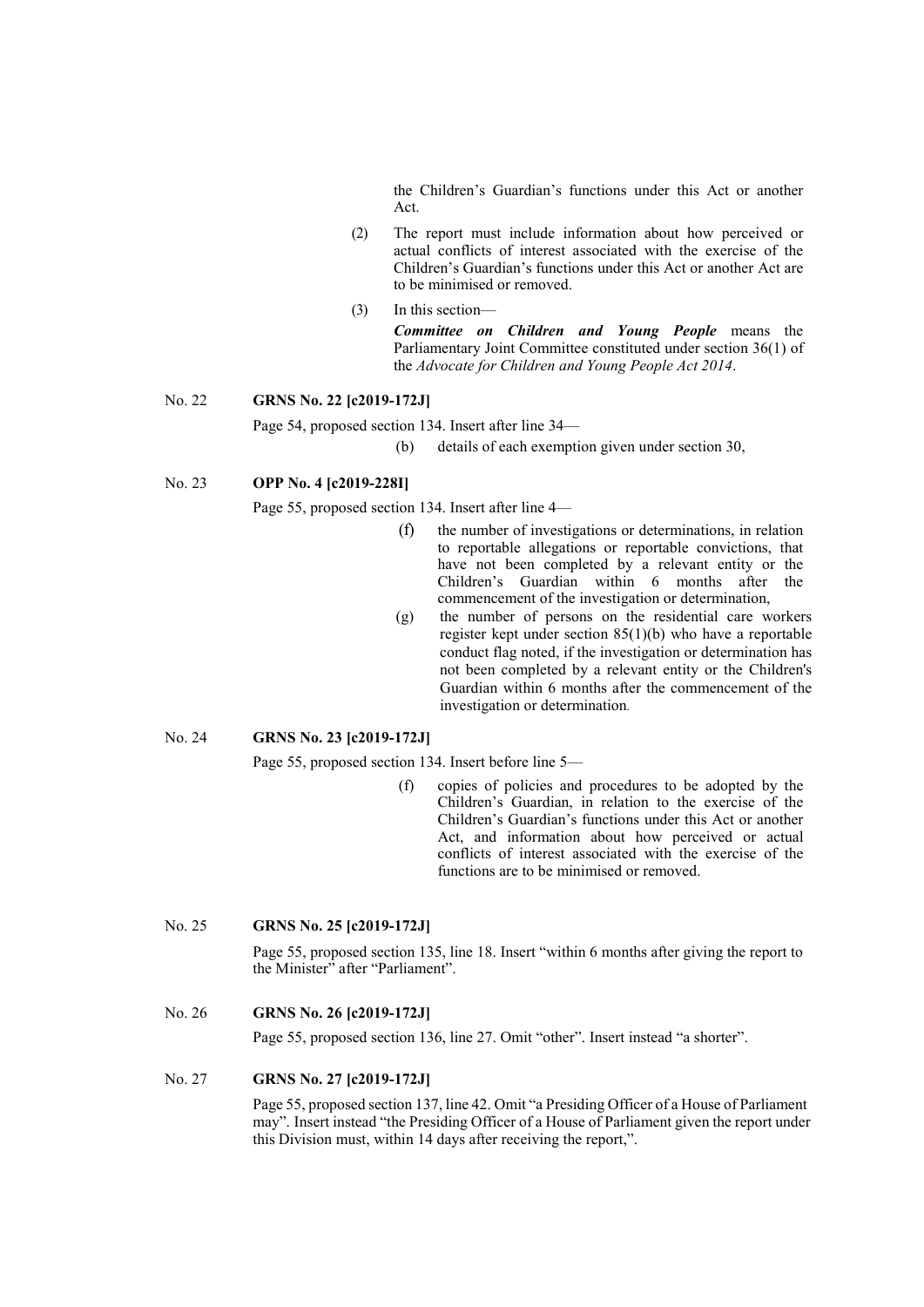the Children's Guardian's functions under this Act or another Act.

(2) The report must include information about how perceived or actual conflicts of interest associated with the exercise of the Children's Guardian's functions under this Act or another Act are to be minimised or removed.

(3) In this section—

***Committee on Children and Young People*** means the Parliamentary Joint Committee constituted under section 36(1) of the *Advocate for Children and Young People Act 2014*.

No. 22 **GRNS No. 22 [c2019-172J]**

Page 54, proposed section 134. Insert after line 34—

(b) details of each exemption given under section 30,

No. 23 **OPP No. 4 [c2019-228I]**

Page 55, proposed section 134. Insert after line 4—

(f) the number of investigations or determinations, in relation to reportable allegations or reportable convictions, that have not been completed by a relevant entity or the Children's Guardian within 6 months after the commencement of the investigation or determination,

(g) the number of persons on the residential care workers register kept under section 85(1)(b) who have a reportable conduct flag noted, if the investigation or determination has not been completed by a relevant entity or the Children's Guardian within 6 months after the commencement of the investigation or determination.

No. 24 **GRNS No. 23 [c2019-172J]**

Page 55, proposed section 134. Insert before line 5—

(f) copies of policies and procedures to be adopted by the Children's Guardian, in relation to the exercise of the Children's Guardian's functions under this Act or another Act, and information about how perceived or actual conflicts of interest associated with the exercise of the functions are to be minimised or removed.

No. 25 **GRNS No. 25 [c2019-172J]**

Page 55, proposed section 135, line 18. Insert "within 6 months after giving the report to the Minister" after "Parliament".

No. 26 **GRNS No. 26 [c2019-172J]**

Page 55, proposed section 136, line 27. Omit "other". Insert instead "a shorter".

No. 27 **GRNS No. 27 [c2019-172J]**

Page 55, proposed section 137, line 42. Omit "a Presiding Officer of a House of Parliament may". Insert instead "the Presiding Officer of a House of Parliament given the report under this Division must, within 14 days after receiving the report,".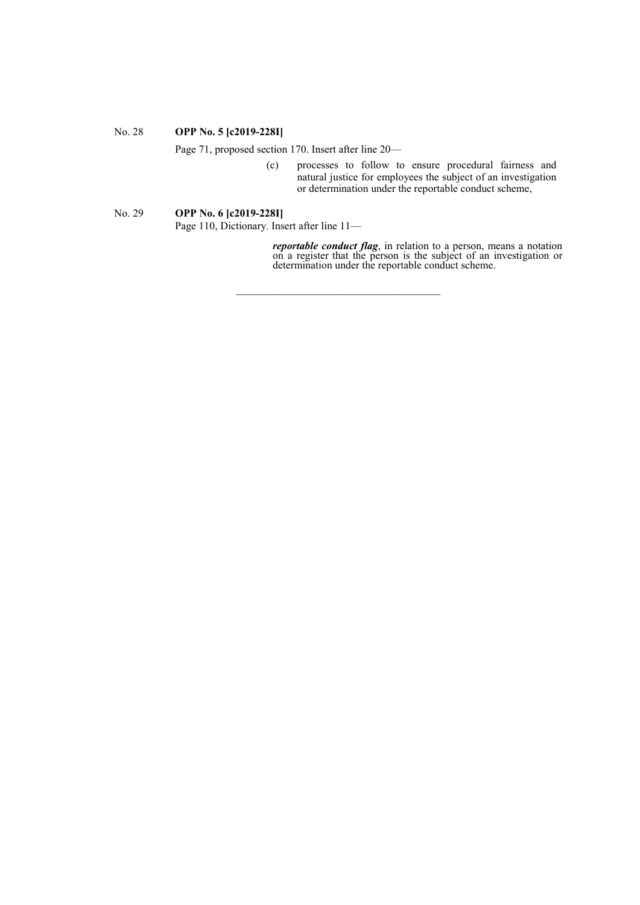No. 28 **OPP No. 5 [c2019-228I]**

Page 71, proposed section 170. Insert after line 20—

(c) processes to follow to ensure procedural fairness and natural justice for employees the subject of an investigation or determination under the reportable conduct scheme,

No. 29 **OPP No. 6 [c2019-228I]**

Page 110, Dictionary. Insert after line 11—

***reportable conduct flag***, in relation to a person, means a notation on a register that the person is the subject of an investigation or determination under the reportable conduct scheme.

---